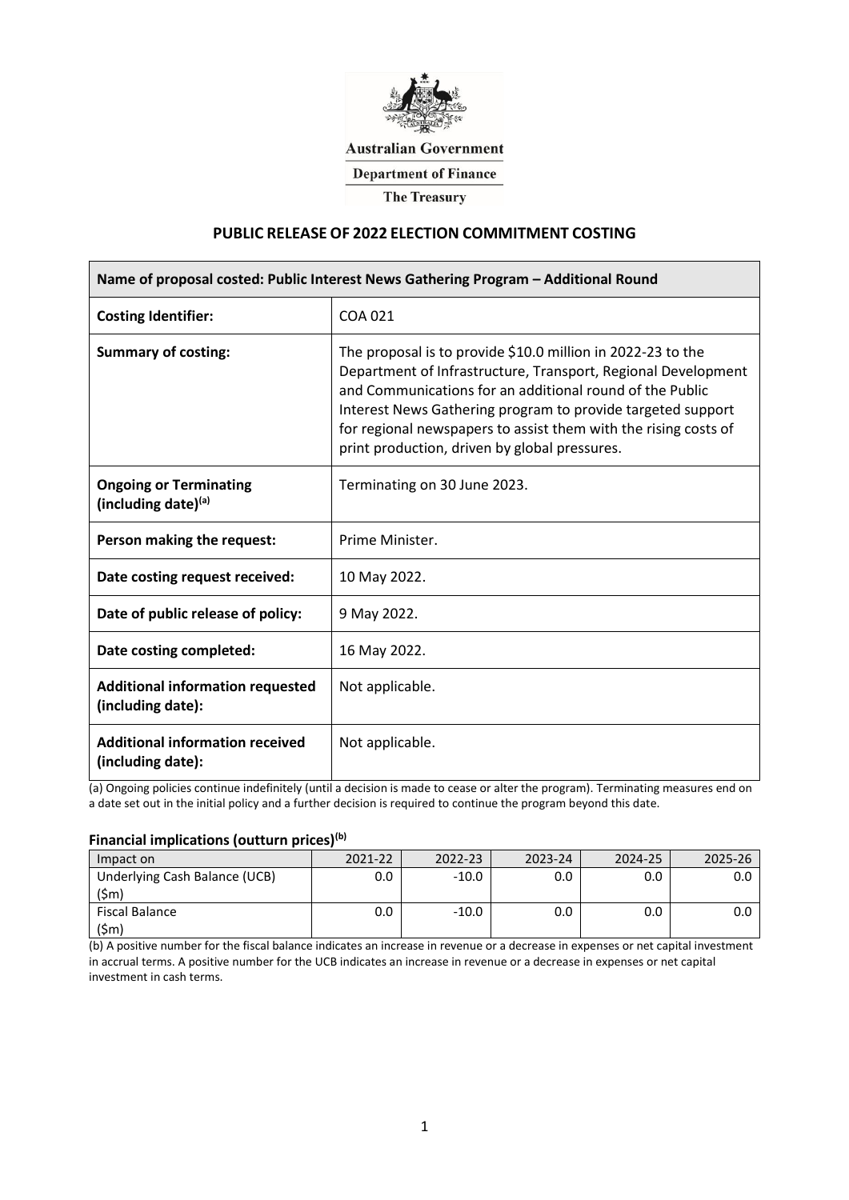Australian Government

Department of Finance

The Treasury

## PUBLIC RELEASE OF 2022 ELECTION COMMITMENT COSTING

| Name of proposal costed: Public Interest News Gathering Program – Additional Round | |
|---|---|
| **Costing Identifier:** | COA 021 |
| **Summary of costing:** | The proposal is to provide $10.0 million in 2022-23 to the Department of Infrastructure, Transport, Regional Development and Communications for an additional round of the Public Interest News Gathering program to provide targeted support for regional newspapers to assist them with the rising costs of print production, driven by global pressures. |
| **Ongoing or Terminating (including date)[(a)]** | Terminating on 30 June 2023. |
| **Person making the request:** | Prime Minister. |
| **Date costing request received:** | 10 May 2022. |
| **Date of public release of policy:** | 9 May 2022. |
| **Date costing completed:** | 16 May 2022. |
| **Additional information requested (including date):** | Not applicable. |
| **Additional information received (including date):** | Not applicable. |

(a) Ongoing policies continue indefinitely (until a decision is made to cease or alter the program). Terminating measures end on a date set out in the initial policy and a further decision is required to continue the program beyond this date.

### Financial implications (outturn prices)[(b)]

| Impact on | 2021-22 | 2022-23 | 2023-24 | 2024-25 | 2025-26 |
|---|---|---|---|---|---|
| Underlying Cash Balance (UCB) ($m) | 0.0 | -10.0 | 0.0 | 0.0 | 0.0 |
| Fiscal Balance ($m) | 0.0 | -10.0 | 0.0 | 0.0 | 0.0 |

(b) A positive number for the fiscal balance indicates an increase in revenue or a decrease in expenses or net capital investment in accrual terms. A positive number for the UCB indicates an increase in revenue or a decrease in expenses or net capital investment in cash terms.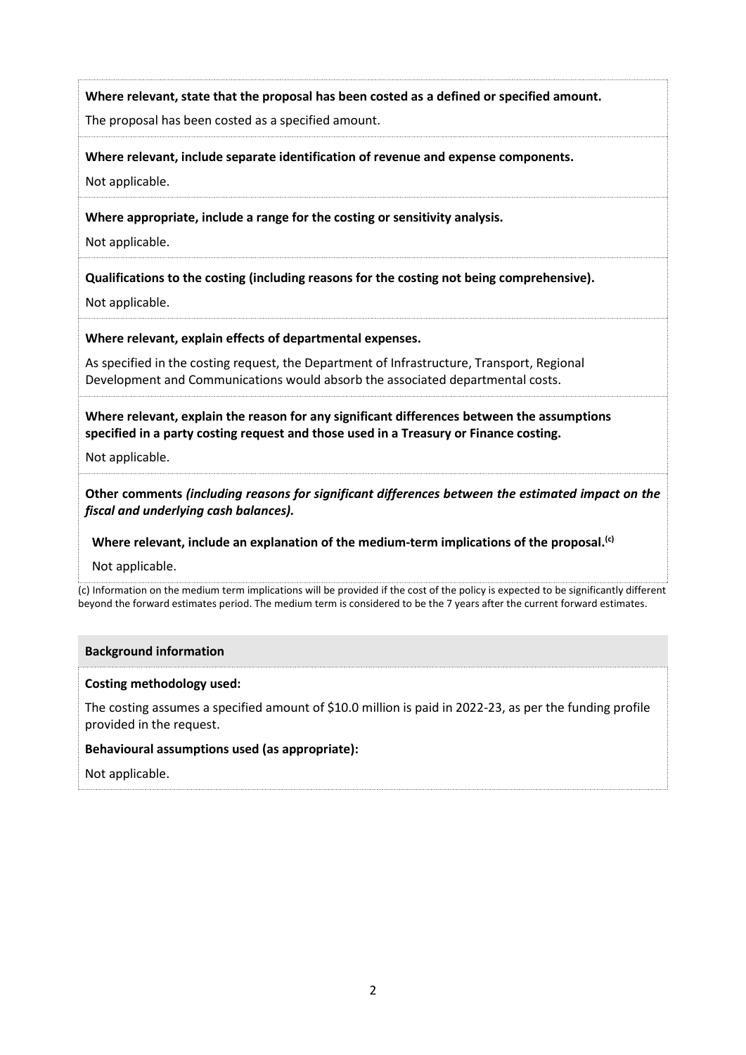**Where relevant, state that the proposal has been costed as a defined or specified amount.**

The proposal has been costed as a specified amount.

**Where relevant, include separate identification of revenue and expense components.**

Not applicable.

**Where appropriate, include a range for the costing or sensitivity analysis.**

Not applicable.

**Qualifications to the costing (including reasons for the costing not being comprehensive).**

Not applicable.

**Where relevant, explain effects of departmental expenses.**

As specified in the costing request, the Department of Infrastructure, Transport, Regional Development and Communications would absorb the associated departmental costs.

**Where relevant, explain the reason for any significant differences between the assumptions specified in a party costing request and those used in a Treasury or Finance costing.**

Not applicable.

**Other comments** ***(including reasons for significant differences between the estimated impact on the fiscal and underlying cash balances).***

**Where relevant, include an explanation of the medium-term implications of the proposal.**[(c)]

Not applicable.

(c) Information on the medium term implications will be provided if the cost of the policy is expected to be significantly different beyond the forward estimates period. The medium term is considered to be the 7 years after the current forward estimates.

## Background information

**Costing methodology used:**

The costing assumes a specified amount of $10.0 million is paid in 2022-23, as per the funding profile provided in the request.

**Behavioural assumptions used (as appropriate):**

Not applicable.